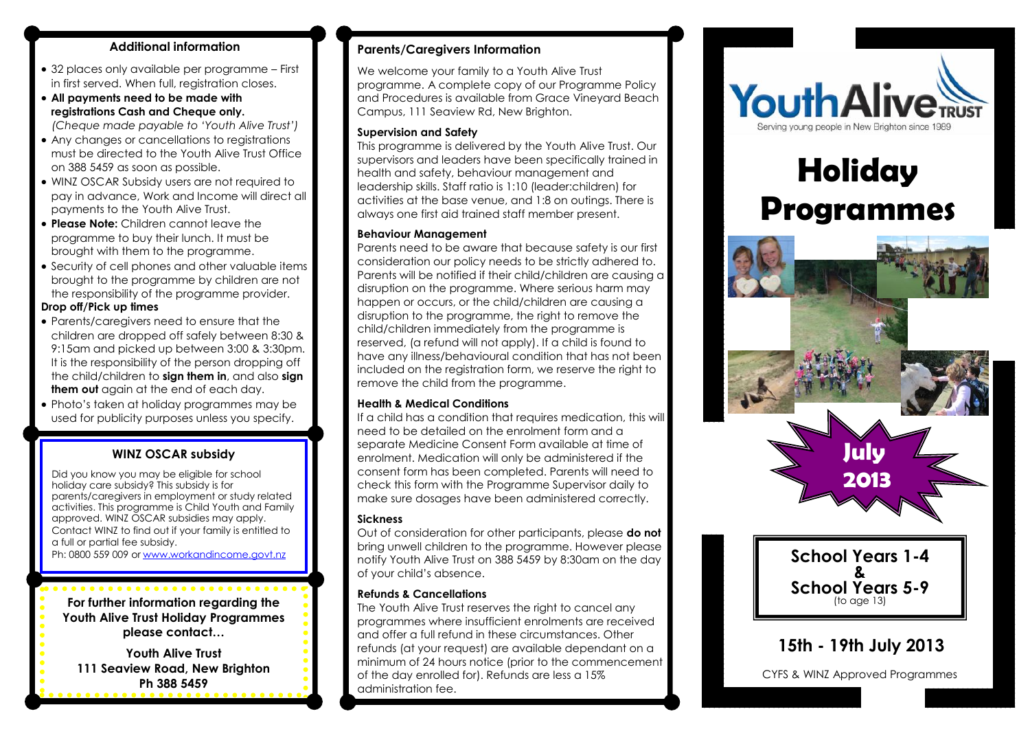## Additional information

- 32 places only available per programme – First in first served. When full, registration closes.
- **All payments need to be made with registrations Cash and Cheque only.** *(Cheque made payable to 'Youth Alive Trust')*
- Any changes or cancellations to registrations must be directed to the Youth Alive Trust Office on 388 5459 as soon as possible.
- WINZ OSCAR Subsidy users are not required to pay in advance, Work and Income will direct all payments to the Youth Alive Trust.
- **Please Note:** Children cannot leave the programme to buy their lunch. It must be brought with them to the programme.
- Security of cell phones and other valuable items brought to the programme by children are not the responsibility of the programme provider.

**Drop off/Pick up times**

- Parents/caregivers need to ensure that the children are dropped off safely between 8:30 & 9:15am and picked up between 3:00 & 3:30pm. It is the responsibility of the person dropping off the child/children to **sign them in**, and also **sign them out** again at the end of each day.
- Photo's taken at holiday programmes may be used for publicity purposes unless you specify.

### WINZ OSCAR subsidy

Did you know you may be eligible for school holiday care subsidy? This subsidy is for parents/caregivers in employment or study related activities. This programme is Child Youth and Family approved. WINZ OSCAR subsidies may apply. Contact WINZ to find out if your family is entitled to a full or partial fee subsidy.
Ph: 0800 559 009 or www.workandincome.govt.nz

**For further information regarding the Youth Alive Trust Holiday Programmes please contact…**

**Youth Alive Trust**
**111 Seaview Road, New Brighton**
**Ph 388 5459**

## Parents/Caregivers Information

We welcome your family to a Youth Alive Trust programme. A complete copy of our Programme Policy and Procedures is available from Grace Vineyard Beach Campus, 111 Seaview Rd, New Brighton.

**Supervision and Safety**

This programme is delivered by the Youth Alive Trust. Our supervisors and leaders have been specifically trained in health and safety, behaviour management and leadership skills. Staff ratio is 1:10 (leader:children) for activities at the base venue, and 1:8 on outings. There is always one first aid trained staff member present.

**Behaviour Management**

Parents need to be aware that because safety is our first consideration our policy needs to be strictly adhered to. Parents will be notified if their child/children are causing a disruption on the programme. Where serious harm may happen or occurs, or the child/children are causing a disruption to the programme, the right to remove the child/children immediately from the programme is reserved, (a refund will not apply). If a child is found to have any illness/behavioural condition that has not been included on the registration form, we reserve the right to remove the child from the programme.

**Health & Medical Conditions**

If a child has a condition that requires medication, this will need to be detailed on the enrolment form and a separate Medicine Consent Form available at time of enrolment. Medication will only be administered if the consent form has been completed. Parents will need to check this form with the Programme Supervisor daily to make sure dosages have been administered correctly.

**Sickness**

Out of consideration for other participants, please **do not** bring unwell children to the programme. However please notify Youth Alive Trust on 388 5459 by 8:30am on the day of your child's absence.

**Refunds & Cancellations**

The Youth Alive Trust reserves the right to cancel any programmes where insufficient enrolments are received and offer a full refund in these circumstances. Other refunds (at your request) are available dependant on a minimum of 24 hours notice (prior to the commencement of the day enrolled for). Refunds are less a 15% administration fee.

YouthAlive TRUST
Serving young people in New Brighton since 1989

# Holiday Programmes

**July 2013**

**School Years 1-4 & School Years 5-9** (to age 13)

## 15th - 19th July 2013

CYFS & WINZ Approved Programmes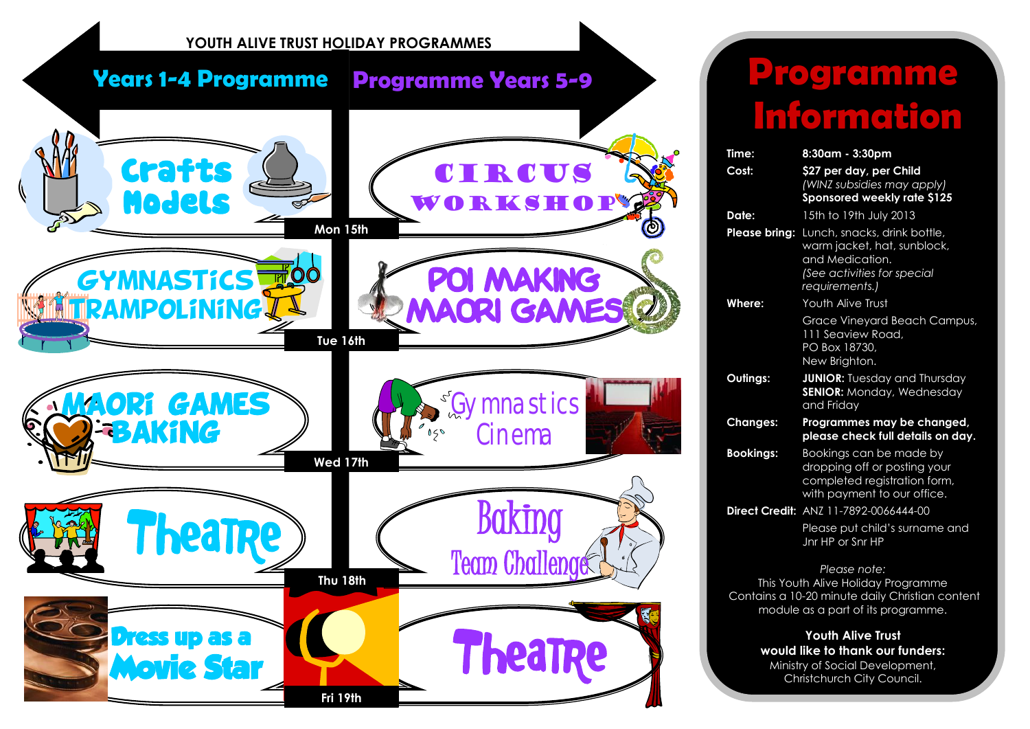# YOUTH ALIVE TRUST HOLIDAY PROGRAMMES

| | Years 1-4 Programme | Programme Years 5-9 |
| --- | --- | --- |
| Mon 15th | Crafts Models | Circus Workshop |
| Tue 16th | Gymnastics Trampolining | Poi Making Maori Games |
| Wed 17th | Maori Games Baking | Gymnastics Cinema |
| Thu 18th | Theatre | Baking Team Challenge |
| Fri 19th | Dress up as a Movie Star | Theatre |

# Programme Information

**Time:** **8:30am - 3:30pm**

**Cost:** **$27 per day, per Child**
*(WINZ subsidies may apply)*
**Sponsored weekly rate $125**

**Date:** 15th to 19th July 2013

**Please bring:** Lunch, snacks, drink bottle, warm jacket, hat, sunblock, and Medication.
*(See activities for special requirements.)*

**Where:** Youth Alive Trust
Grace Vineyard Beach Campus,
111 Seaview Road,
PO Box 18730,
New Brighton.

**Outings:** **JUNIOR:** Tuesday and Thursday
**SENIOR:** Monday, Wednesday and Friday

**Changes:** **Programmes may be changed, please check full details on day.**

**Bookings:** Bookings can be made by dropping off or posting your completed registration form, with payment to our office.

**Direct Credit:** ANZ 11-7892-0066444-00
Please put child's surname and Jnr HP or Snr HP

*Please note:*
This Youth Alive Holiday Programme Contains a 10-20 minute daily Christian content module as a part of its programme.

**Youth Alive Trust would like to thank our funders:**
Ministry of Social Development,
Christchurch City Council.